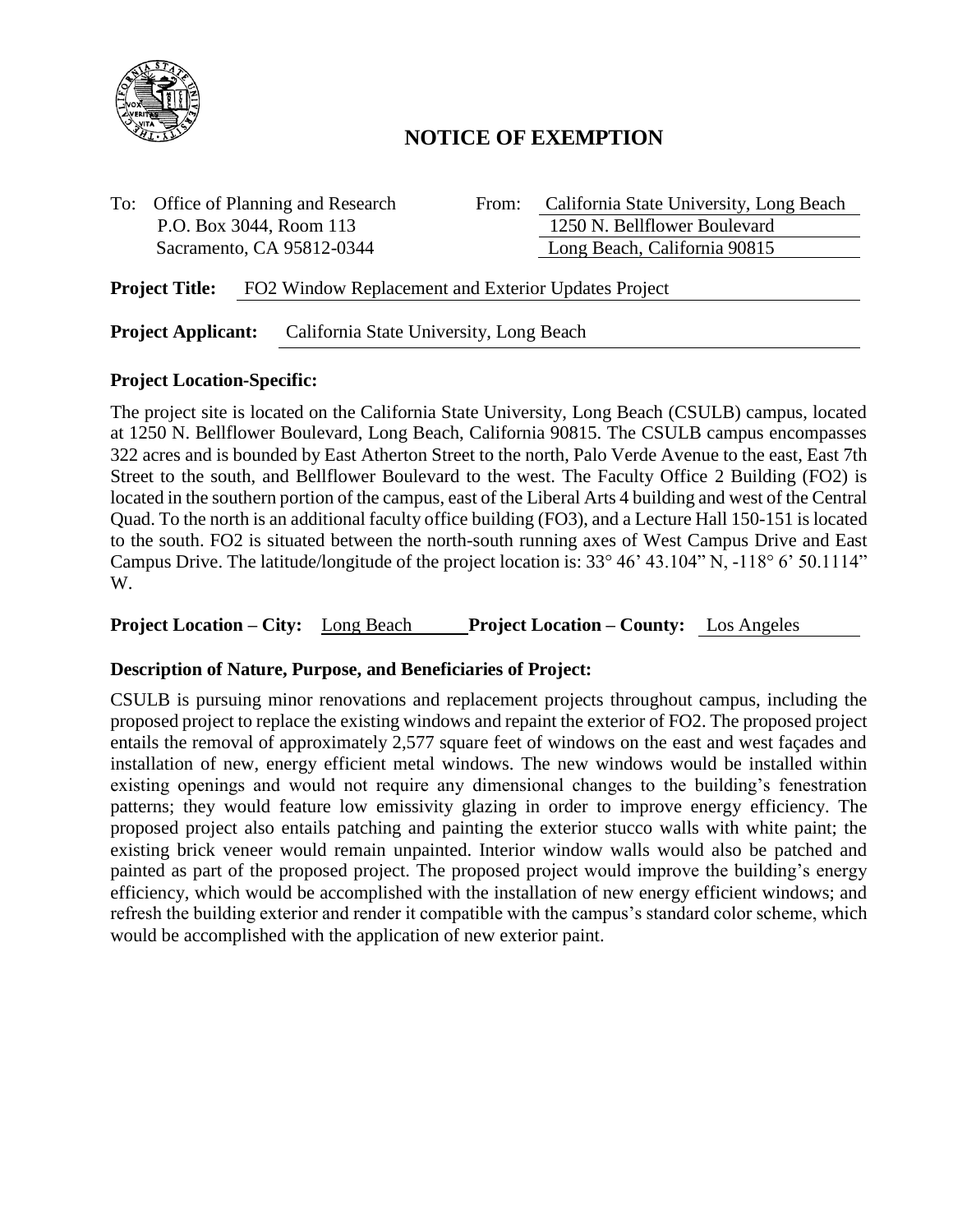# NOTICE OF EXEMPTION

To: Office of Planning and Research
P.O. Box 3044, Room 113
Sacramento, CA 95812-0344

From: California State University, Long Beach
1250 N. Bellflower Boulevard
Long Beach, California 90815

**Project Title:** FO2 Window Replacement and Exterior Updates Project

**Project Applicant:** California State University, Long Beach

**Project Location-Specific:**

The project site is located on the California State University, Long Beach (CSULB) campus, located at 1250 N. Bellflower Boulevard, Long Beach, California 90815. The CSULB campus encompasses 322 acres and is bounded by East Atherton Street to the north, Palo Verde Avenue to the east, East 7th Street to the south, and Bellflower Boulevard to the west. The Faculty Office 2 Building (FO2) is located in the southern portion of the campus, east of the Liberal Arts 4 building and west of the Central Quad. To the north is an additional faculty office building (FO3), and a Lecture Hall 150-151 is located to the south. FO2 is situated between the north-south running axes of West Campus Drive and East Campus Drive. The latitude/longitude of the project location is: 33° 46' 43.104" N, -118° 6' 50.1114" W.

**Project Location – City:** Long Beach **Project Location – County:** Los Angeles

**Description of Nature, Purpose, and Beneficiaries of Project:**

CSULB is pursuing minor renovations and replacement projects throughout campus, including the proposed project to replace the existing windows and repaint the exterior of FO2. The proposed project entails the removal of approximately 2,577 square feet of windows on the east and west façades and installation of new, energy efficient metal windows. The new windows would be installed within existing openings and would not require any dimensional changes to the building's fenestration patterns; they would feature low emissivity glazing in order to improve energy efficiency. The proposed project also entails patching and painting the exterior stucco walls with white paint; the existing brick veneer would remain unpainted. Interior window walls would also be patched and painted as part of the proposed project. The proposed project would improve the building's energy efficiency, which would be accomplished with the installation of new energy efficient windows; and refresh the building exterior and render it compatible with the campus's standard color scheme, which would be accomplished with the application of new exterior paint.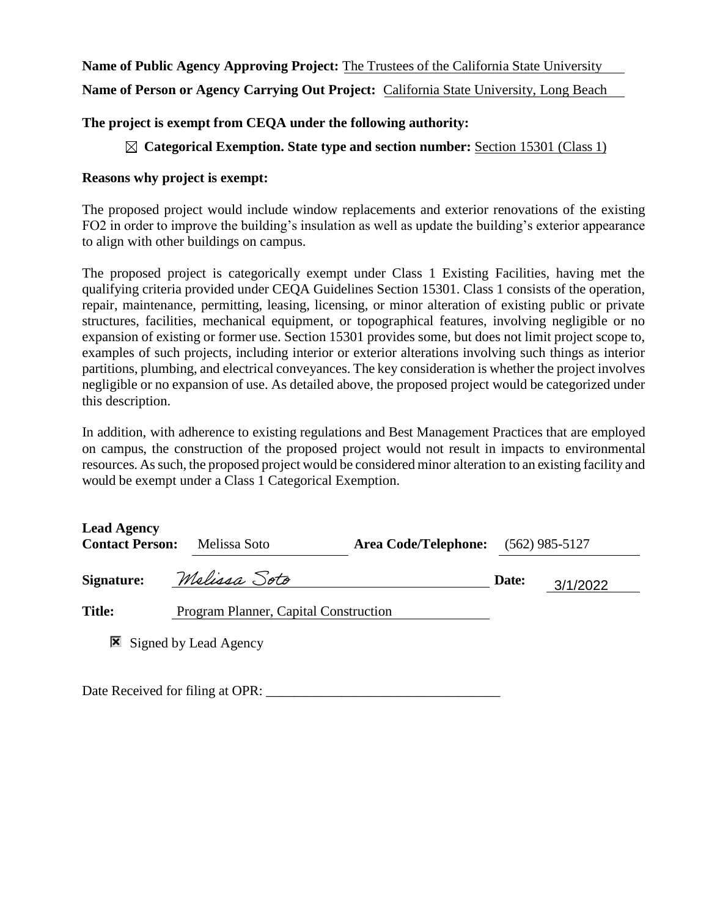**Name of Public Agency Approving Project:** The Trustees of the California State University

**Name of Person or Agency Carrying Out Project:** California State University, Long Beach

**The project is exempt from CEQA under the following authority:**

☒ **Categorical Exemption. State type and section number:** Section 15301 (Class 1)

**Reasons why project is exempt:**

The proposed project would include window replacements and exterior renovations of the existing FO2 in order to improve the building's insulation as well as update the building's exterior appearance to align with other buildings on campus.

The proposed project is categorically exempt under Class 1 Existing Facilities, having met the qualifying criteria provided under CEQA Guidelines Section 15301. Class 1 consists of the operation, repair, maintenance, permitting, leasing, licensing, or minor alteration of existing public or private structures, facilities, mechanical equipment, or topographical features, involving negligible or no expansion of existing or former use. Section 15301 provides some, but does not limit project scope to, examples of such projects, including interior or exterior alterations involving such things as interior partitions, plumbing, and electrical conveyances. The key consideration is whether the project involves negligible or no expansion of use. As detailed above, the proposed project would be categorized under this description.

In addition, with adherence to existing regulations and Best Management Practices that are employed on campus, the construction of the proposed project would not result in impacts to environmental resources. As such, the proposed project would be considered minor alteration to an existing facility and would be exempt under a Class 1 Categorical Exemption.

**Lead Agency Contact Person:** Melissa Soto **Area Code/Telephone:** (562) 985-5127

**Signature:** *Melissa Soto* **Date:** 3/1/2022

**Title:** Program Planner, Capital Construction

☒ Signed by Lead Agency

Date Received for filing at OPR: ___________________________________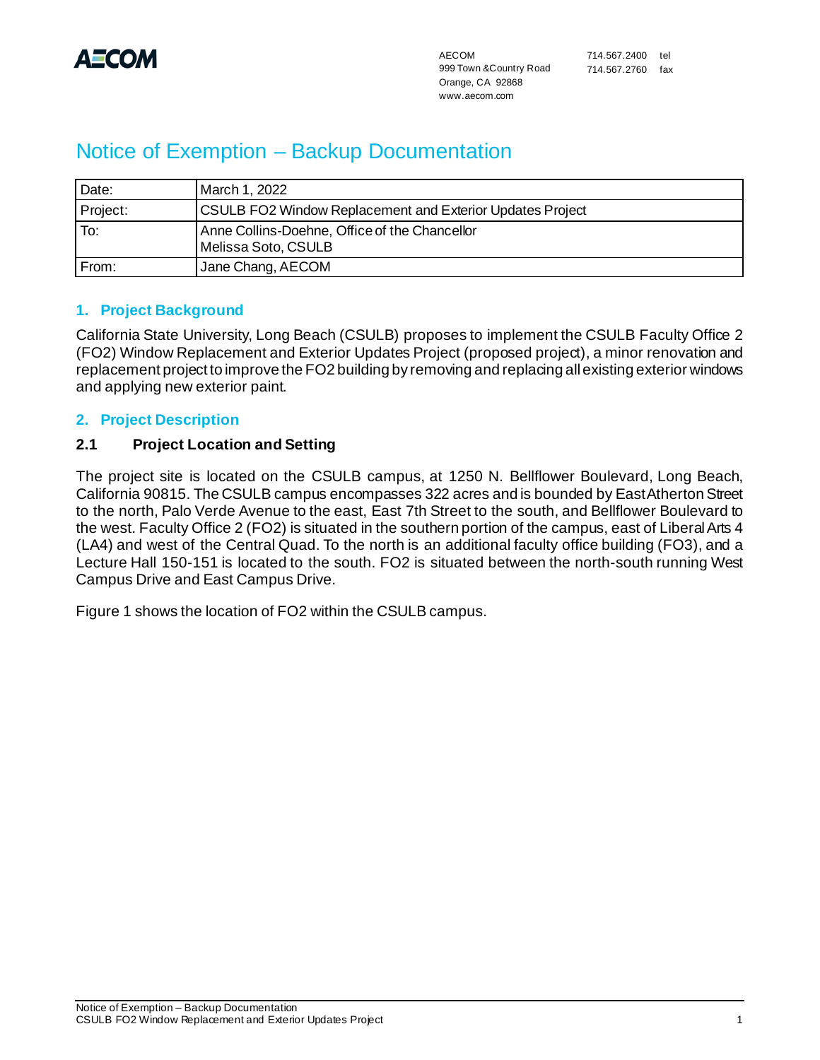AECOM
999 Town &Country Road
Orange, CA 92868
www.aecom.com

714.567.2400 tel
714.567.2760 fax

# Notice of Exemption – Backup Documentation

| Date: | March 1, 2022 |
|---|---|
| Project: | CSULB FO2 Window Replacement and Exterior Updates Project |
| To: | Anne Collins-Doehne, Office of the Chancellor<br>Melissa Soto, CSULB |
| From: | Jane Chang, AECOM |

## 1. Project Background

California State University, Long Beach (CSULB) proposes to implement the CSULB Faculty Office 2 (FO2) Window Replacement and Exterior Updates Project (proposed project), a minor renovation and replacement project to improve the FO2 building by removing and replacing all existing exterior windows and applying new exterior paint.

## 2. Project Description

### 2.1 Project Location and Setting

The project site is located on the CSULB campus, at 1250 N. Bellflower Boulevard, Long Beach, California 90815. The CSULB campus encompasses 322 acres and is bounded by East Atherton Street to the north, Palo Verde Avenue to the east, East 7th Street to the south, and Bellflower Boulevard to the west. Faculty Office 2 (FO2) is situated in the southern portion of the campus, east of Liberal Arts 4 (LA4) and west of the Central Quad. To the north is an additional faculty office building (FO3), and a Lecture Hall 150-151 is located to the south. FO2 is situated between the north-south running West Campus Drive and East Campus Drive.

Figure 1 shows the location of FO2 within the CSULB campus.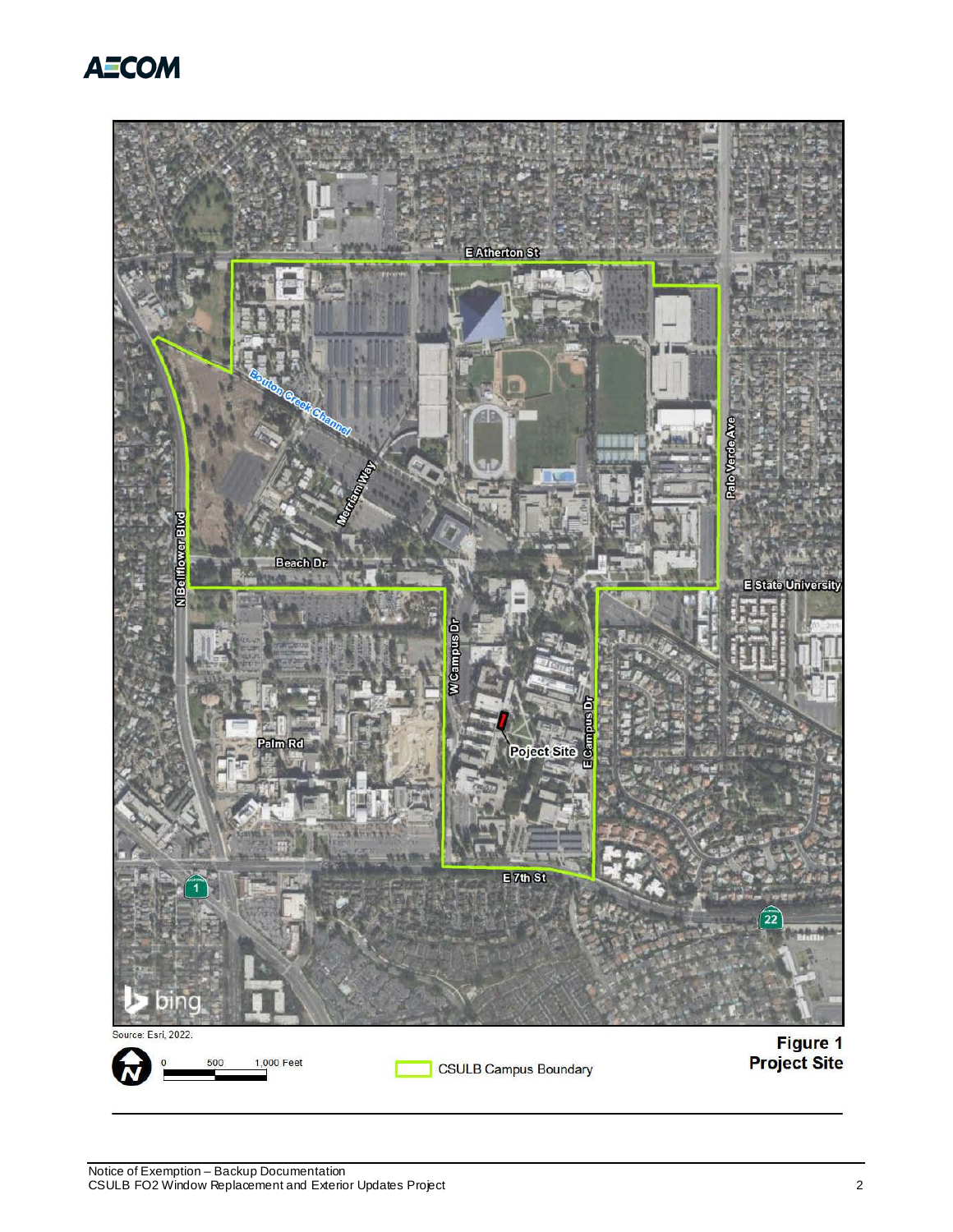Source: Esri, 2022.

CSULB Campus Boundary

**Figure 1**
**Project Site**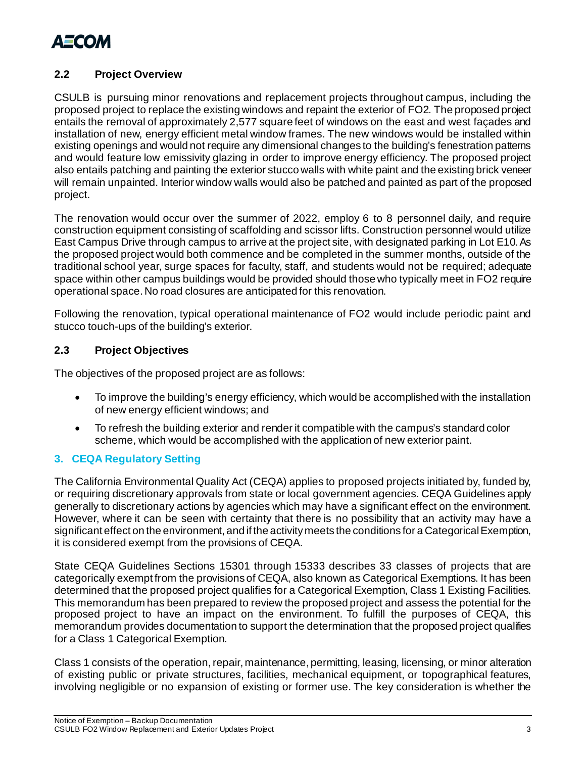### 2.2 Project Overview

CSULB is pursuing minor renovations and replacement projects throughout campus, including the proposed project to replace the existing windows and repaint the exterior of FO2. The proposed project entails the removal of approximately 2,577 square feet of windows on the east and west façades and installation of new, energy efficient metal window frames. The new windows would be installed within existing openings and would not require any dimensional changes to the building's fenestration patterns and would feature low emissivity glazing in order to improve energy efficiency. The proposed project also entails patching and painting the exterior stucco walls with white paint and the existing brick veneer will remain unpainted. Interior window walls would also be patched and painted as part of the proposed project.

The renovation would occur over the summer of 2022, employ 6 to 8 personnel daily, and require construction equipment consisting of scaffolding and scissor lifts. Construction personnel would utilize East Campus Drive through campus to arrive at the project site, with designated parking in Lot E10. As the proposed project would both commence and be completed in the summer months, outside of the traditional school year, surge spaces for faculty, staff, and students would not be required; adequate space within other campus buildings would be provided should those who typically meet in FO2 require operational space. No road closures are anticipated for this renovation.

Following the renovation, typical operational maintenance of FO2 would include periodic paint and stucco touch-ups of the building's exterior.

### 2.3 Project Objectives

The objectives of the proposed project are as follows:

- To improve the building's energy efficiency, which would be accomplished with the installation of new energy efficient windows; and
- To refresh the building exterior and render it compatible with the campus's standard color scheme, which would be accomplished with the application of new exterior paint.

## 3. CEQA Regulatory Setting

The California Environmental Quality Act (CEQA) applies to proposed projects initiated by, funded by, or requiring discretionary approvals from state or local government agencies. CEQA Guidelines apply generally to discretionary actions by agencies which may have a significant effect on the environment. However, where it can be seen with certainty that there is no possibility that an activity may have a significant effect on the environment, and if the activity meets the conditions for a Categorical Exemption, it is considered exempt from the provisions of CEQA.

State CEQA Guidelines Sections 15301 through 15333 describes 33 classes of projects that are categorically exempt from the provisions of CEQA, also known as Categorical Exemptions. It has been determined that the proposed project qualifies for a Categorical Exemption, Class 1 Existing Facilities. This memorandum has been prepared to review the proposed project and assess the potential for the proposed project to have an impact on the environment. To fulfill the purposes of CEQA, this memorandum provides documentation to support the determination that the proposed project qualifies for a Class 1 Categorical Exemption.

Class 1 consists of the operation, repair, maintenance, permitting, leasing, licensing, or minor alteration of existing public or private structures, facilities, mechanical equipment, or topographical features, involving negligible or no expansion of existing or former use. The key consideration is whether the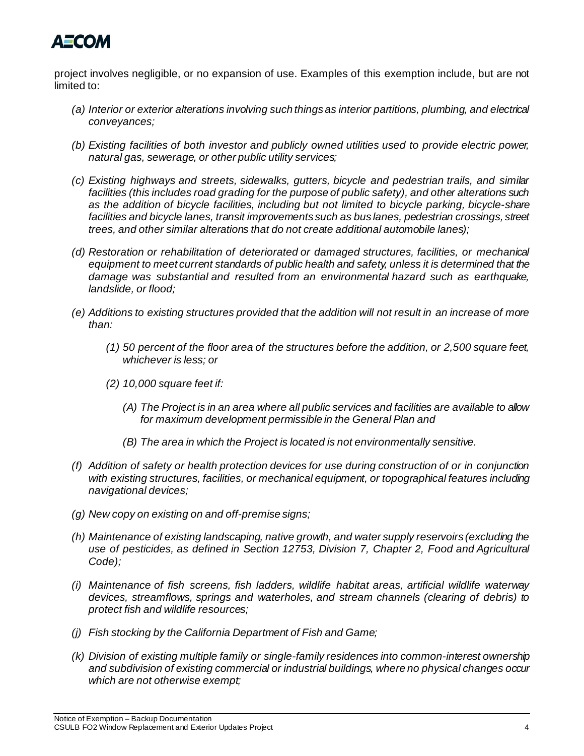project involves negligible, or no expansion of use. Examples of this exemption include, but are not limited to:

*(a) Interior or exterior alterations involving such things as interior partitions, plumbing, and electrical conveyances;*

*(b) Existing facilities of both investor and publicly owned utilities used to provide electric power, natural gas, sewerage, or other public utility services;*

*(c) Existing highways and streets, sidewalks, gutters, bicycle and pedestrian trails, and similar facilities (this includes road grading for the purpose of public safety), and other alterations such as the addition of bicycle facilities, including but not limited to bicycle parking, bicycle-share facilities and bicycle lanes, transit improvements such as bus lanes, pedestrian crossings, street trees, and other similar alterations that do not create additional automobile lanes);*

*(d) Restoration or rehabilitation of deteriorated or damaged structures, facilities, or mechanical equipment to meet current standards of public health and safety, unless it is determined that the damage was substantial and resulted from an environmental hazard such as earthquake, landslide, or flood;*

*(e) Additions to existing structures provided that the addition will not result in an increase of more than:*

> *(1) 50 percent of the floor area of the structures before the addition, or 2,500 square feet, whichever is less; or*
>
> *(2) 10,000 square feet if:*
>
> > *(A) The Project is in an area where all public services and facilities are available to allow for maximum development permissible in the General Plan and*
> >
> > *(B) The area in which the Project is located is not environmentally sensitive.*

*(f) Addition of safety or health protection devices for use during construction of or in conjunction with existing structures, facilities, or mechanical equipment, or topographical features including navigational devices;*

*(g) New copy on existing on and off-premise signs;*

*(h) Maintenance of existing landscaping, native growth, and water supply reservoirs (excluding the use of pesticides, as defined in Section 12753, Division 7, Chapter 2, Food and Agricultural Code);*

*(i) Maintenance of fish screens, fish ladders, wildlife habitat areas, artificial wildlife waterway devices, streamflows, springs and waterholes, and stream channels (clearing of debris) to protect fish and wildlife resources;*

*(j) Fish stocking by the California Department of Fish and Game;*

*(k) Division of existing multiple family or single-family residences into common-interest ownership and subdivision of existing commercial or industrial buildings, where no physical changes occur which are not otherwise exempt;*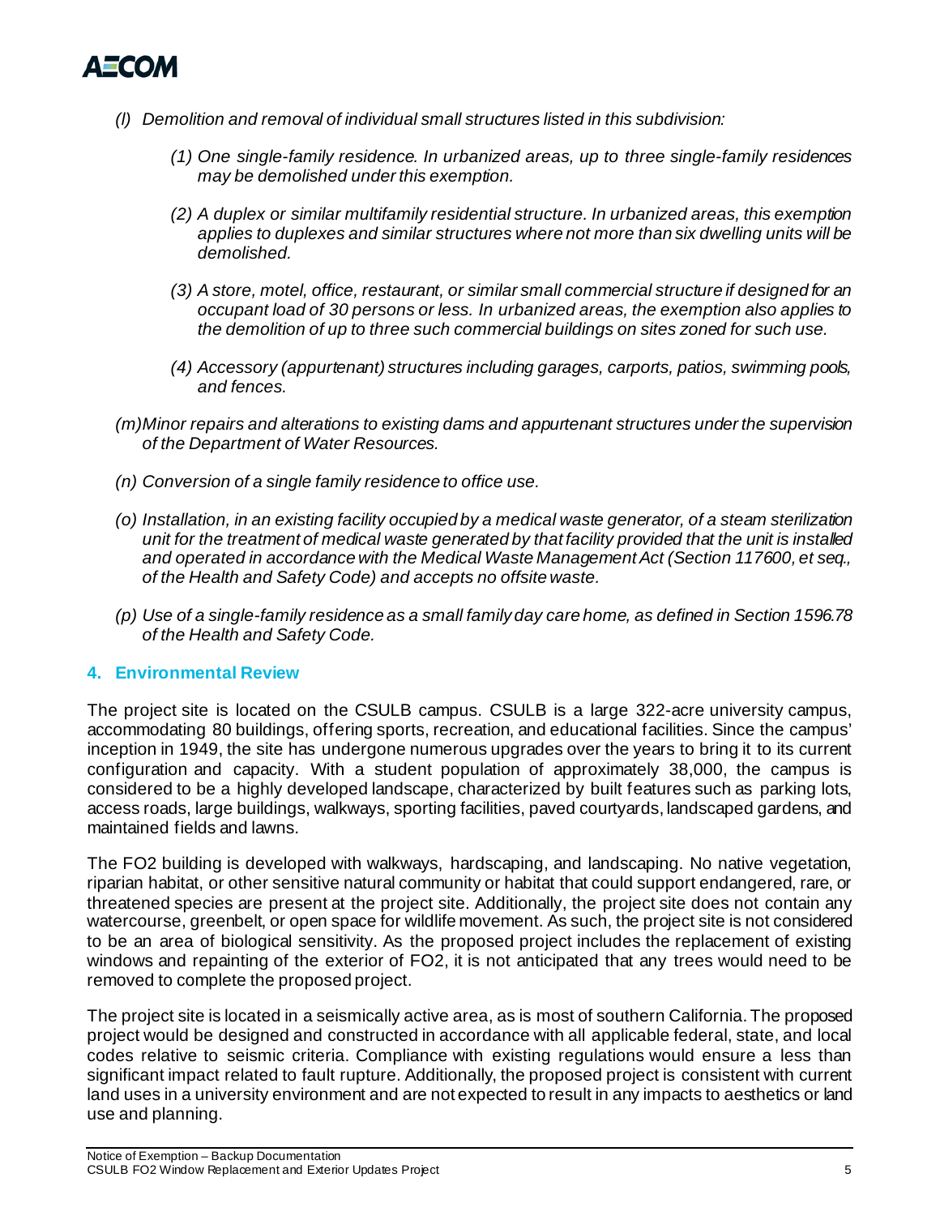*(l) Demolition and removal of individual small structures listed in this subdivision:*

*(1) One single-family residence. In urbanized areas, up to three single-family residences may be demolished under this exemption.*

*(2) A duplex or similar multifamily residential structure. In urbanized areas, this exemption applies to duplexes and similar structures where not more than six dwelling units will be demolished.*

*(3) A store, motel, office, restaurant, or similar small commercial structure if designed for an occupant load of 30 persons or less. In urbanized areas, the exemption also applies to the demolition of up to three such commercial buildings on sites zoned for such use.*

*(4) Accessory (appurtenant) structures including garages, carports, patios, swimming pools, and fences.*

*(m) Minor repairs and alterations to existing dams and appurtenant structures under the supervision of the Department of Water Resources.*

*(n) Conversion of a single family residence to office use.*

*(o) Installation, in an existing facility occupied by a medical waste generator, of a steam sterilization unit for the treatment of medical waste generated by that facility provided that the unit is installed and operated in accordance with the Medical Waste Management Act (Section 117600, et seq., of the Health and Safety Code) and accepts no offsite waste.*

*(p) Use of a single-family residence as a small family day care home, as defined in Section 1596.78 of the Health and Safety Code.*

## 4. Environmental Review

The project site is located on the CSULB campus. CSULB is a large 322-acre university campus, accommodating 80 buildings, offering sports, recreation, and educational facilities. Since the campus' inception in 1949, the site has undergone numerous upgrades over the years to bring it to its current configuration and capacity. With a student population of approximately 38,000, the campus is considered to be a highly developed landscape, characterized by built features such as parking lots, access roads, large buildings, walkways, sporting facilities, paved courtyards, landscaped gardens, and maintained fields and lawns.

The FO2 building is developed with walkways, hardscaping, and landscaping. No native vegetation, riparian habitat, or other sensitive natural community or habitat that could support endangered, rare, or threatened species are present at the project site. Additionally, the project site does not contain any watercourse, greenbelt, or open space for wildlife movement. As such, the project site is not considered to be an area of biological sensitivity. As the proposed project includes the replacement of existing windows and repainting of the exterior of FO2, it is not anticipated that any trees would need to be removed to complete the proposed project.

The project site is located in a seismically active area, as is most of southern California. The proposed project would be designed and constructed in accordance with all applicable federal, state, and local codes relative to seismic criteria. Compliance with existing regulations would ensure a less than significant impact related to fault rupture. Additionally, the proposed project is consistent with current land uses in a university environment and are not expected to result in any impacts to aesthetics or land use and planning.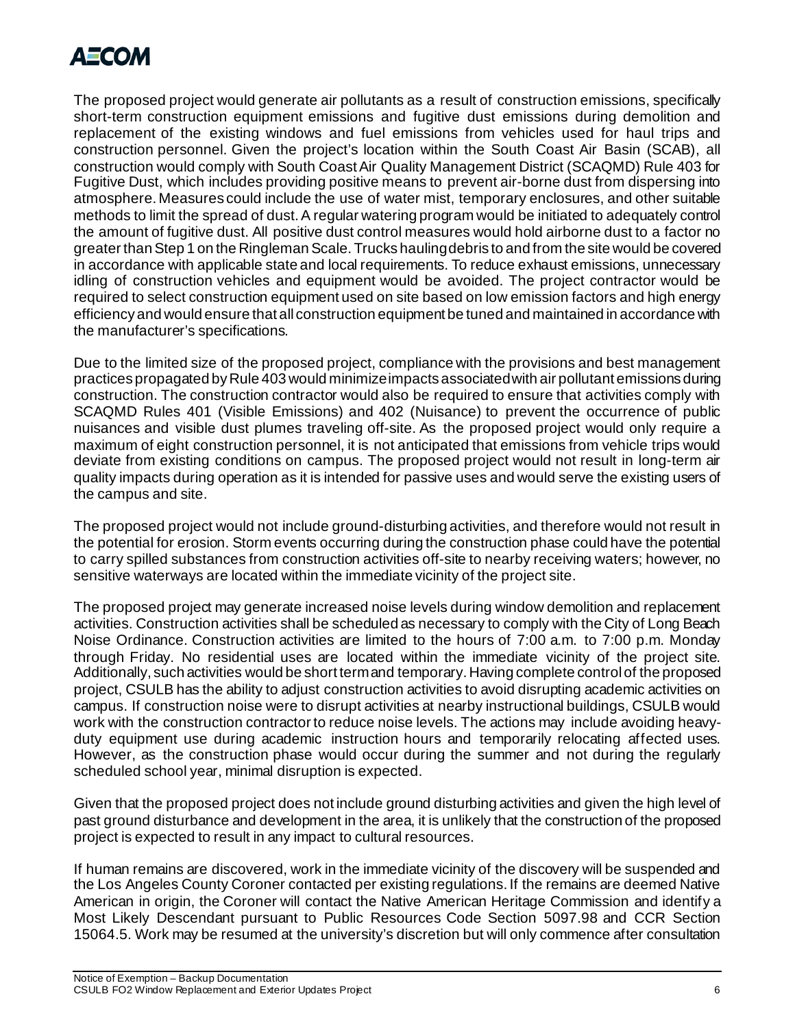The proposed project would generate air pollutants as a result of construction emissions, specifically short-term construction equipment emissions and fugitive dust emissions during demolition and replacement of the existing windows and fuel emissions from vehicles used for haul trips and construction personnel. Given the project's location within the South Coast Air Basin (SCAB), all construction would comply with South Coast Air Quality Management District (SCAQMD) Rule 403 for Fugitive Dust, which includes providing positive means to prevent air-borne dust from dispersing into atmosphere. Measures could include the use of water mist, temporary enclosures, and other suitable methods to limit the spread of dust. A regular watering program would be initiated to adequately control the amount of fugitive dust. All positive dust control measures would hold airborne dust to a factor no greater than Step 1 on the Ringleman Scale. Trucks hauling debris to and from the site would be covered in accordance with applicable state and local requirements. To reduce exhaust emissions, unnecessary idling of construction vehicles and equipment would be avoided. The project contractor would be required to select construction equipment used on site based on low emission factors and high energy efficiency and would ensure that all construction equipment be tuned and maintained in accordance with the manufacturer's specifications.

Due to the limited size of the proposed project, compliance with the provisions and best management practices propagated by Rule 403 would minimize impacts associated with air pollutant emissions during construction. The construction contractor would also be required to ensure that activities comply with SCAQMD Rules 401 (Visible Emissions) and 402 (Nuisance) to prevent the occurrence of public nuisances and visible dust plumes traveling off-site. As the proposed project would only require a maximum of eight construction personnel, it is not anticipated that emissions from vehicle trips would deviate from existing conditions on campus. The proposed project would not result in long-term air quality impacts during operation as it is intended for passive uses and would serve the existing users of the campus and site.

The proposed project would not include ground-disturbing activities, and therefore would not result in the potential for erosion. Storm events occurring during the construction phase could have the potential to carry spilled substances from construction activities off-site to nearby receiving waters; however, no sensitive waterways are located within the immediate vicinity of the project site.

The proposed project may generate increased noise levels during window demolition and replacement activities. Construction activities shall be scheduled as necessary to comply with the City of Long Beach Noise Ordinance. Construction activities are limited to the hours of 7:00 a.m. to 7:00 p.m. Monday through Friday. No residential uses are located within the immediate vicinity of the project site. Additionally, such activities would be short term and temporary. Having complete control of the proposed project, CSULB has the ability to adjust construction activities to avoid disrupting academic activities on campus. If construction noise were to disrupt activities at nearby instructional buildings, CSULB would work with the construction contractor to reduce noise levels. The actions may include avoiding heavy-duty equipment use during academic instruction hours and temporarily relocating affected uses. However, as the construction phase would occur during the summer and not during the regularly scheduled school year, minimal disruption is expected.

Given that the proposed project does not include ground disturbing activities and given the high level of past ground disturbance and development in the area, it is unlikely that the construction of the proposed project is expected to result in any impact to cultural resources.

If human remains are discovered, work in the immediate vicinity of the discovery will be suspended and the Los Angeles County Coroner contacted per existing regulations. If the remains are deemed Native American in origin, the Coroner will contact the Native American Heritage Commission and identify a Most Likely Descendant pursuant to Public Resources Code Section 5097.98 and CCR Section 15064.5. Work may be resumed at the university's discretion but will only commence after consultation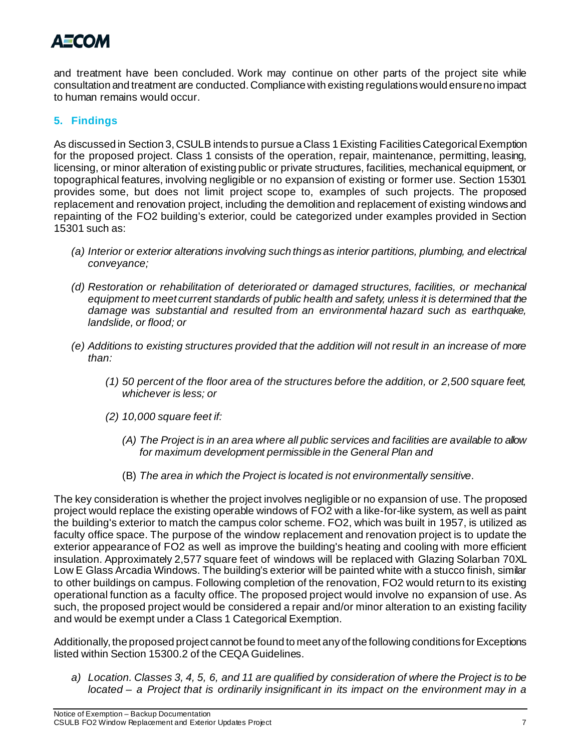and treatment have been concluded. Work may continue on other parts of the project site while consultation and treatment are conducted. Compliance with existing regulations would ensure no impact to human remains would occur.

## 5. Findings

As discussed in Section 3, CSULB intends to pursue a Class 1 Existing Facilities Categorical Exemption for the proposed project. Class 1 consists of the operation, repair, maintenance, permitting, leasing, licensing, or minor alteration of existing public or private structures, facilities, mechanical equipment, or topographical features, involving negligible or no expansion of existing or former use. Section 15301 provides some, but does not limit project scope to, examples of such projects. The proposed replacement and renovation project, including the demolition and replacement of existing windows and repainting of the FO2 building's exterior, could be categorized under examples provided in Section 15301 such as:

- *(a) Interior or exterior alterations involving such things as interior partitions, plumbing, and electrical conveyance;*
- *(d) Restoration or rehabilitation of deteriorated or damaged structures, facilities, or mechanical equipment to meet current standards of public health and safety, unless it is determined that the damage was substantial and resulted from an environmental hazard such as earthquake, landslide, or flood; or*
- *(e) Additions to existing structures provided that the addition will not result in an increase of more than:*
  - *(1) 50 percent of the floor area of the structures before the addition, or 2,500 square feet, whichever is less; or*
  - *(2) 10,000 square feet if:*
    - *(A) The Project is in an area where all public services and facilities are available to allow for maximum development permissible in the General Plan and*
    - (B) *The area in which the Project is located is not environmentally sensitive*.

The key consideration is whether the project involves negligible or no expansion of use. The proposed project would replace the existing operable windows of FO2 with a like-for-like system, as well as paint the building's exterior to match the campus color scheme. FO2, which was built in 1957, is utilized as faculty office space. The purpose of the window replacement and renovation project is to update the exterior appearance of FO2 as well as improve the building's heating and cooling with more efficient insulation. Approximately 2,577 square feet of windows will be replaced with Glazing Solarban 70XL Low E Glass Arcadia Windows. The building's exterior will be painted white with a stucco finish, similar to other buildings on campus. Following completion of the renovation, FO2 would return to its existing operational function as a faculty office. The proposed project would involve no expansion of use. As such, the proposed project would be considered a repair and/or minor alteration to an existing facility and would be exempt under a Class 1 Categorical Exemption.

Additionally, the proposed project cannot be found to meet any of the following conditions for Exceptions listed within Section 15300.2 of the CEQA Guidelines.

- *a) Location. Classes 3, 4, 5, 6, and 11 are qualified by consideration of where the Project is to be located – a Project that is ordinarily insignificant in its impact on the environment may in a*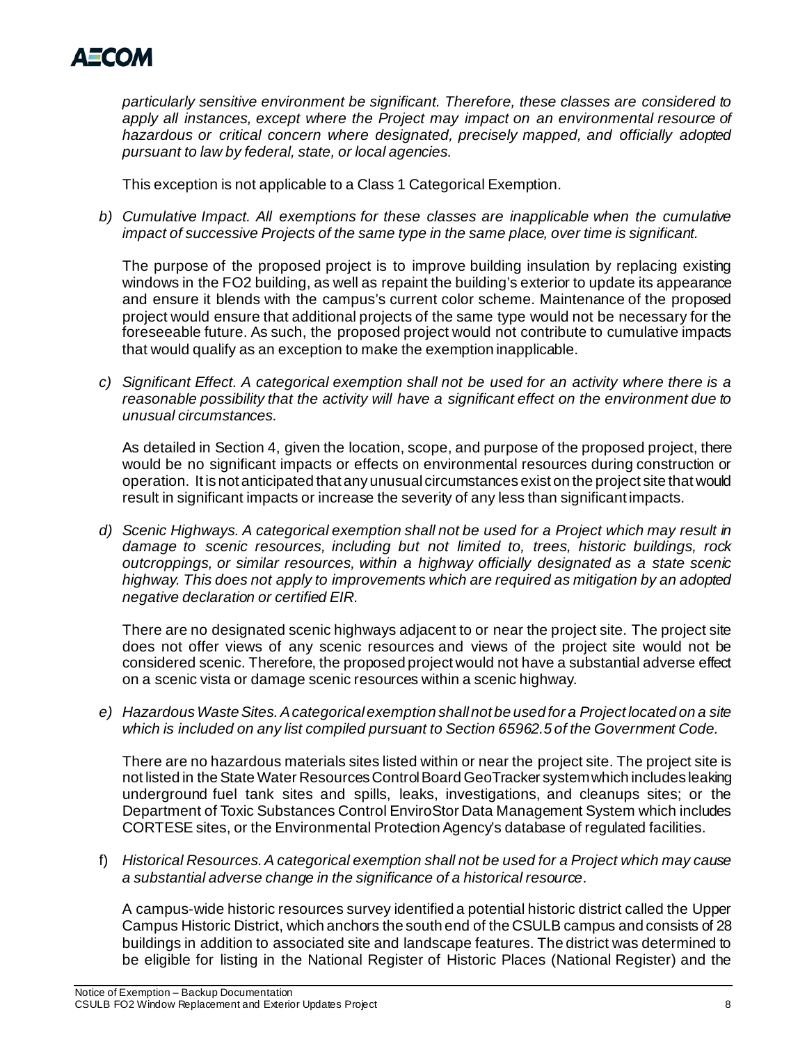*particularly sensitive environment be significant. Therefore, these classes are considered to apply all instances, except where the Project may impact on an environmental resource of hazardous or critical concern where designated, precisely mapped, and officially adopted pursuant to law by federal, state, or local agencies.*

This exception is not applicable to a Class 1 Categorical Exemption.

b) *Cumulative Impact. All exemptions for these classes are inapplicable when the cumulative impact of successive Projects of the same type in the same place, over time is significant.*

The purpose of the proposed project is to improve building insulation by replacing existing windows in the FO2 building, as well as repaint the building's exterior to update its appearance and ensure it blends with the campus's current color scheme. Maintenance of the proposed project would ensure that additional projects of the same type would not be necessary for the foreseeable future. As such, the proposed project would not contribute to cumulative impacts that would qualify as an exception to make the exemption inapplicable.

c) *Significant Effect. A categorical exemption shall not be used for an activity where there is a reasonable possibility that the activity will have a significant effect on the environment due to unusual circumstances.*

As detailed in Section 4, given the location, scope, and purpose of the proposed project, there would be no significant impacts or effects on environmental resources during construction or operation. It is not anticipated that any unusual circumstances exist on the project site that would result in significant impacts or increase the severity of any less than significant impacts.

d) *Scenic Highways. A categorical exemption shall not be used for a Project which may result in damage to scenic resources, including but not limited to, trees, historic buildings, rock outcroppings, or similar resources, within a highway officially designated as a state scenic highway. This does not apply to improvements which are required as mitigation by an adopted negative declaration or certified EIR.*

There are no designated scenic highways adjacent to or near the project site. The project site does not offer views of any scenic resources and views of the project site would not be considered scenic. Therefore, the proposed project would not have a substantial adverse effect on a scenic vista or damage scenic resources within a scenic highway.

e) *Hazardous Waste Sites. A categorical exemption shall not be used for a Project located on a site which is included on any list compiled pursuant to Section 65962.5 of the Government Code.*

There are no hazardous materials sites listed within or near the project site. The project site is not listed in the State Water Resources Control Board GeoTracker system which includes leaking underground fuel tank sites and spills, leaks, investigations, and cleanups sites; or the Department of Toxic Substances Control EnviroStor Data Management System which includes CORTESE sites, or the Environmental Protection Agency's database of regulated facilities.

f) *Historical Resources. A categorical exemption shall not be used for a Project which may cause a substantial adverse change in the significance of a historical resource.*

A campus-wide historic resources survey identified a potential historic district called the Upper Campus Historic District, which anchors the south end of the CSULB campus and consists of 28 buildings in addition to associated site and landscape features. The district was determined to be eligible for listing in the National Register of Historic Places (National Register) and the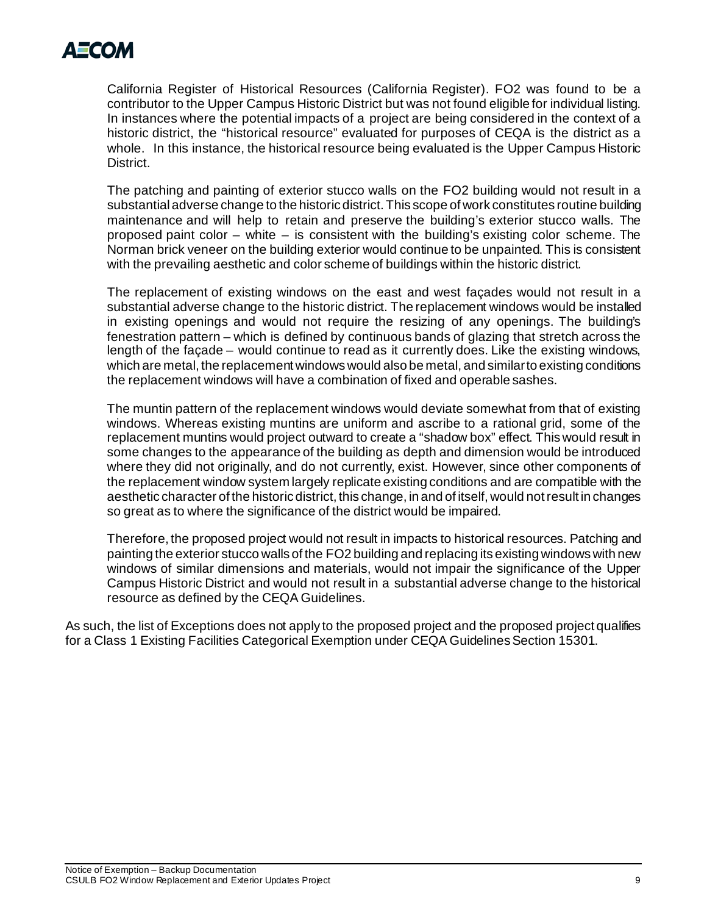California Register of Historical Resources (California Register). FO2 was found to be a contributor to the Upper Campus Historic District but was not found eligible for individual listing. In instances where the potential impacts of a project are being considered in the context of a historic district, the "historical resource" evaluated for purposes of CEQA is the district as a whole. In this instance, the historical resource being evaluated is the Upper Campus Historic District.

The patching and painting of exterior stucco walls on the FO2 building would not result in a substantial adverse change to the historic district. This scope of work constitutes routine building maintenance and will help to retain and preserve the building's exterior stucco walls. The proposed paint color – white – is consistent with the building's existing color scheme. The Norman brick veneer on the building exterior would continue to be unpainted. This is consistent with the prevailing aesthetic and color scheme of buildings within the historic district.

The replacement of existing windows on the east and west façades would not result in a substantial adverse change to the historic district. The replacement windows would be installed in existing openings and would not require the resizing of any openings. The building's fenestration pattern – which is defined by continuous bands of glazing that stretch across the length of the façade – would continue to read as it currently does. Like the existing windows, which are metal, the replacement windows would also be metal, and similar to existing conditions the replacement windows will have a combination of fixed and operable sashes.

The muntin pattern of the replacement windows would deviate somewhat from that of existing windows. Whereas existing muntins are uniform and ascribe to a rational grid, some of the replacement muntins would project outward to create a "shadow box" effect. This would result in some changes to the appearance of the building as depth and dimension would be introduced where they did not originally, and do not currently, exist. However, since other components of the replacement window system largely replicate existing conditions and are compatible with the aesthetic character of the historic district, this change, in and of itself, would not result in changes so great as to where the significance of the district would be impaired.

Therefore, the proposed project would not result in impacts to historical resources. Patching and painting the exterior stucco walls of the FO2 building and replacing its existing windows with new windows of similar dimensions and materials, would not impair the significance of the Upper Campus Historic District and would not result in a substantial adverse change to the historical resource as defined by the CEQA Guidelines.

As such, the list of Exceptions does not apply to the proposed project and the proposed project qualifies for a Class 1 Existing Facilities Categorical Exemption under CEQA Guidelines Section 15301.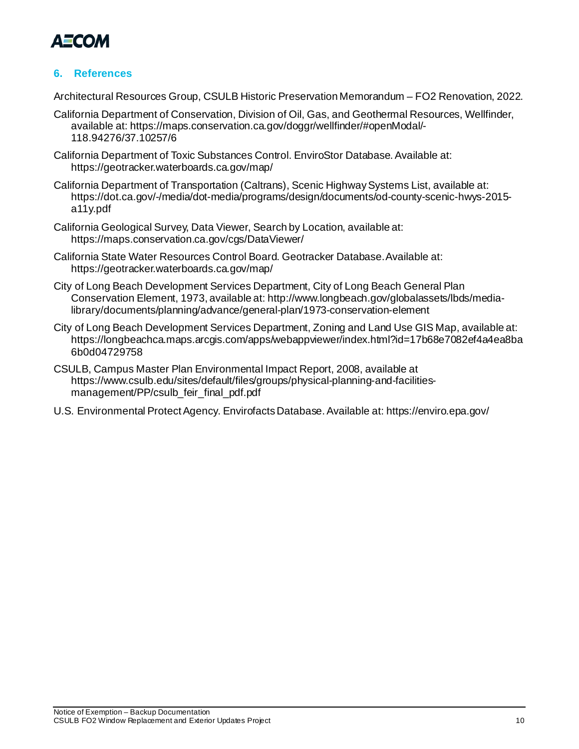## 6. References

Architectural Resources Group, CSULB Historic Preservation Memorandum – FO2 Renovation, 2022.

California Department of Conservation, Division of Oil, Gas, and Geothermal Resources, Wellfinder, available at: https://maps.conservation.ca.gov/doggr/wellfinder/#openModal/-118.94276/37.10257/6

California Department of Toxic Substances Control. EnviroStor Database. Available at: https://geotracker.waterboards.ca.gov/map/

California Department of Transportation (Caltrans), Scenic Highway Systems List, available at: https://dot.ca.gov/-/media/dot-media/programs/design/documents/od-county-scenic-hwys-2015-a11y.pdf

California Geological Survey, Data Viewer, Search by Location, available at: https://maps.conservation.ca.gov/cgs/DataViewer/

California State Water Resources Control Board. Geotracker Database. Available at: https://geotracker.waterboards.ca.gov/map/

City of Long Beach Development Services Department, City of Long Beach General Plan Conservation Element, 1973, available at: http://www.longbeach.gov/globalassets/lbds/media-library/documents/planning/advance/general-plan/1973-conservation-element

City of Long Beach Development Services Department, Zoning and Land Use GIS Map, available at: https://longbeachca.maps.arcgis.com/apps/webappviewer/index.html?id=17b68e7082ef4a4ea8ba6b0d04729758

CSULB, Campus Master Plan Environmental Impact Report, 2008, available at https://www.csulb.edu/sites/default/files/groups/physical-planning-and-facilities-management/PP/csulb_feir_final_pdf.pdf

U.S. Environmental Protect Agency. Envirofacts Database. Available at: https://enviro.epa.gov/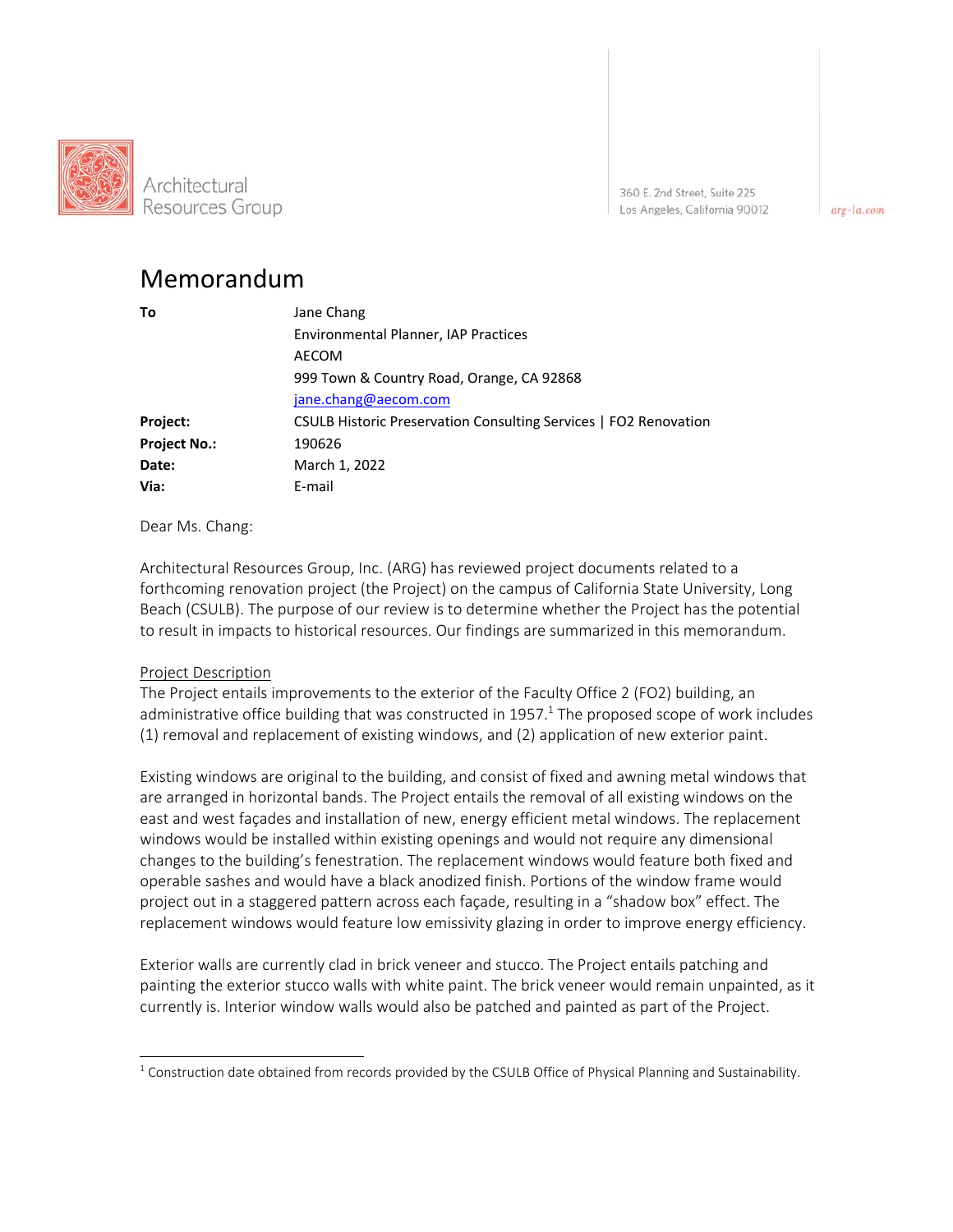Architectural Resources Group

360 E. 2nd Street, Suite 225
Los Angeles, California 90012

arg-la.com

# Memorandum

| | |
|---|---|
| **To** | Jane Chang<br>Environmental Planner, IAP Practices<br>AECOM<br>999 Town & Country Road, Orange, CA 92868<br>jane.chang@aecom.com |
| **Project:** | CSULB Historic Preservation Consulting Services \| FO2 Renovation |
| **Project No.:** | 190626 |
| **Date:** | March 1, 2022 |
| **Via:** | E-mail |

Dear Ms. Chang:

Architectural Resources Group, Inc. (ARG) has reviewed project documents related to a forthcoming renovation project (the Project) on the campus of California State University, Long Beach (CSULB). The purpose of our review is to determine whether the Project has the potential to result in impacts to historical resources. Our findings are summarized in this memorandum.

## Project Description

The Project entails improvements to the exterior of the Faculty Office 2 (FO2) building, an administrative office building that was constructed in 1957.[1] The proposed scope of work includes (1) removal and replacement of existing windows, and (2) application of new exterior paint.

Existing windows are original to the building, and consist of fixed and awning metal windows that are arranged in horizontal bands. The Project entails the removal of all existing windows on the east and west façades and installation of new, energy efficient metal windows. The replacement windows would be installed within existing openings and would not require any dimensional changes to the building's fenestration. The replacement windows would feature both fixed and operable sashes and would have a black anodized finish. Portions of the window frame would project out in a staggered pattern across each façade, resulting in a "shadow box" effect. The replacement windows would feature low emissivity glazing in order to improve energy efficiency.

Exterior walls are currently clad in brick veneer and stucco. The Project entails patching and painting the exterior stucco walls with white paint. The brick veneer would remain unpainted, as it currently is. Interior window walls would also be patched and painted as part of the Project.

---

[1] Construction date obtained from records provided by the CSULB Office of Physical Planning and Sustainability.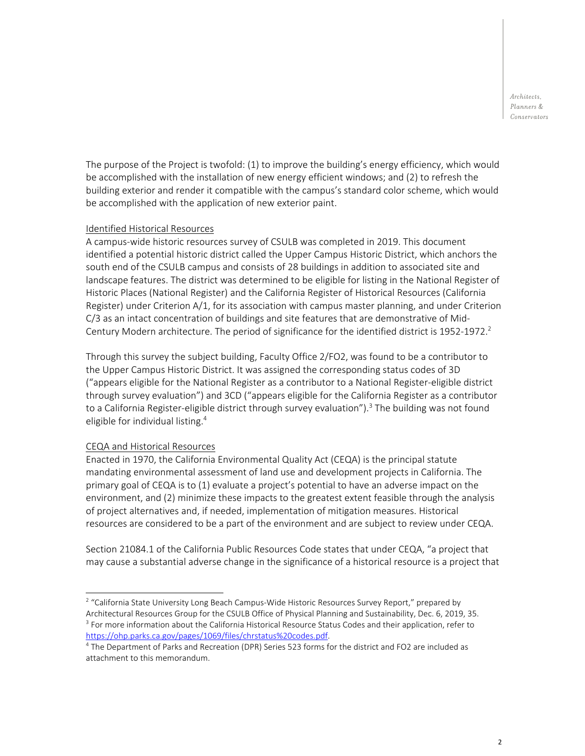The purpose of the Project is twofold: (1) to improve the building's energy efficiency, which would be accomplished with the installation of new energy efficient windows; and (2) to refresh the building exterior and render it compatible with the campus's standard color scheme, which would be accomplished with the application of new exterior paint.

Identified Historical Resources

A campus-wide historic resources survey of CSULB was completed in 2019. This document identified a potential historic district called the Upper Campus Historic District, which anchors the south end of the CSULB campus and consists of 28 buildings in addition to associated site and landscape features. The district was determined to be eligible for listing in the National Register of Historic Places (National Register) and the California Register of Historical Resources (California Register) under Criterion A/1, for its association with campus master planning, and under Criterion C/3 as an intact concentration of buildings and site features that are demonstrative of Mid-Century Modern architecture. The period of significance for the identified district is 1952-1972.[2]

Through this survey the subject building, Faculty Office 2/FO2, was found to be a contributor to the Upper Campus Historic District. It was assigned the corresponding status codes of 3D ("appears eligible for the National Register as a contributor to a National Register-eligible district through survey evaluation") and 3CD ("appears eligible for the California Register as a contributor to a California Register-eligible district through survey evaluation").[3] The building was not found eligible for individual listing.[4]

CEQA and Historical Resources

Enacted in 1970, the California Environmental Quality Act (CEQA) is the principal statute mandating environmental assessment of land use and development projects in California. The primary goal of CEQA is to (1) evaluate a project's potential to have an adverse impact on the environment, and (2) minimize these impacts to the greatest extent feasible through the analysis of project alternatives and, if needed, implementation of mitigation measures. Historical resources are considered to be a part of the environment and are subject to review under CEQA.

Section 21084.1 of the California Public Resources Code states that under CEQA, "a project that may cause a substantial adverse change in the significance of a historical resource is a project that

---

[2] "California State University Long Beach Campus-Wide Historic Resources Survey Report," prepared by Architectural Resources Group for the CSULB Office of Physical Planning and Sustainability, Dec. 6, 2019, 35.

[3] For more information about the California Historical Resource Status Codes and their application, refer to https://ohp.parks.ca.gov/pages/1069/files/chrstatus%20codes.pdf.

[4] The Department of Parks and Recreation (DPR) Series 523 forms for the district and FO2 are included as attachment to this memorandum.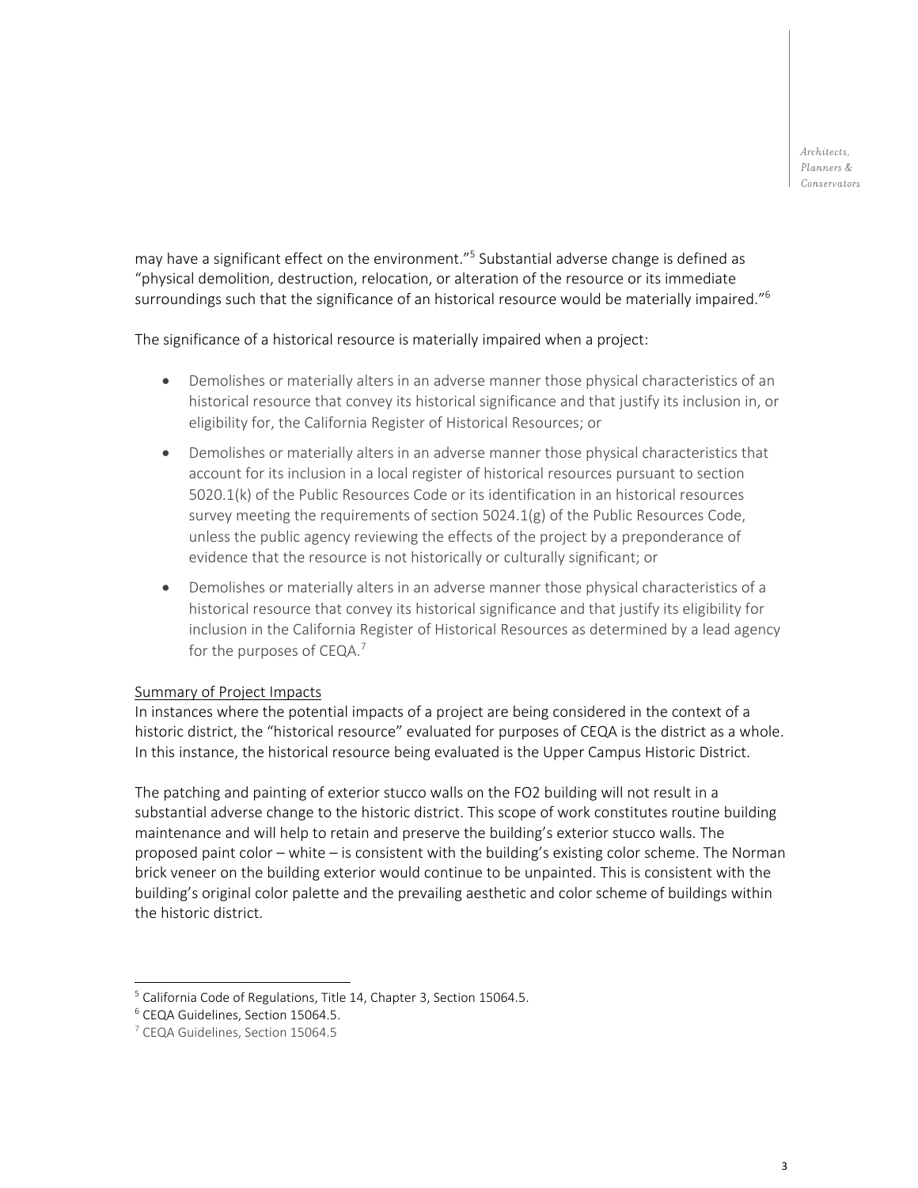may have a significant effect on the environment."[5] Substantial adverse change is defined as "physical demolition, destruction, relocation, or alteration of the resource or its immediate surroundings such that the significance of an historical resource would be materially impaired."[6]

The significance of a historical resource is materially impaired when a project:

- Demolishes or materially alters in an adverse manner those physical characteristics of an historical resource that convey its historical significance and that justify its inclusion in, or eligibility for, the California Register of Historical Resources; or
- Demolishes or materially alters in an adverse manner those physical characteristics that account for its inclusion in a local register of historical resources pursuant to section 5020.1(k) of the Public Resources Code or its identification in an historical resources survey meeting the requirements of section 5024.1(g) of the Public Resources Code, unless the public agency reviewing the effects of the project by a preponderance of evidence that the resource is not historically or culturally significant; or
- Demolishes or materially alters in an adverse manner those physical characteristics of a historical resource that convey its historical significance and that justify its eligibility for inclusion in the California Register of Historical Resources as determined by a lead agency for the purposes of CEQA.[7]

<u>Summary of Project Impacts</u>

In instances where the potential impacts of a project are being considered in the context of a historic district, the "historical resource" evaluated for purposes of CEQA is the district as a whole. In this instance, the historical resource being evaluated is the Upper Campus Historic District.

The patching and painting of exterior stucco walls on the FO2 building will not result in a substantial adverse change to the historic district. This scope of work constitutes routine building maintenance and will help to retain and preserve the building's exterior stucco walls. The proposed paint color – white – is consistent with the building's existing color scheme. The Norman brick veneer on the building exterior would continue to be unpainted. This is consistent with the building's original color palette and the prevailing aesthetic and color scheme of buildings within the historic district.

---

[5] California Code of Regulations, Title 14, Chapter 3, Section 15064.5.

[6] CEQA Guidelines, Section 15064.5.

[7] CEQA Guidelines, Section 15064.5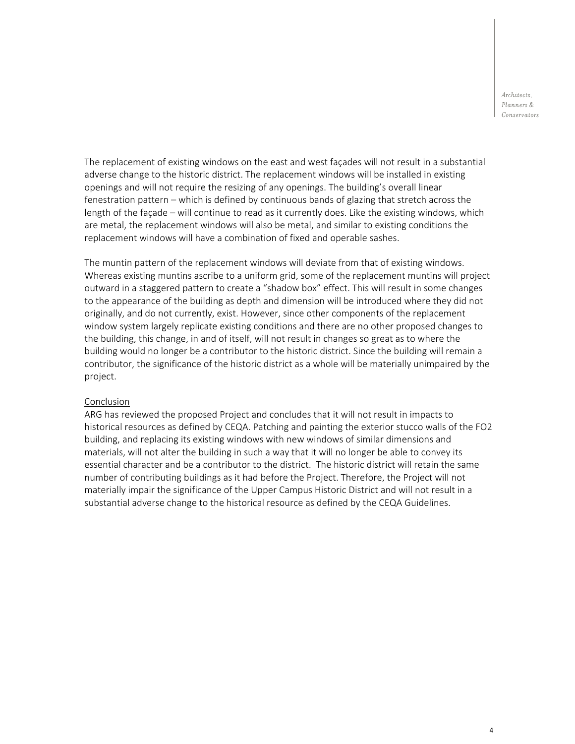The replacement of existing windows on the east and west façades will not result in a substantial adverse change to the historic district. The replacement windows will be installed in existing openings and will not require the resizing of any openings. The building's overall linear fenestration pattern – which is defined by continuous bands of glazing that stretch across the length of the façade – will continue to read as it currently does. Like the existing windows, which are metal, the replacement windows will also be metal, and similar to existing conditions the replacement windows will have a combination of fixed and operable sashes.

The muntin pattern of the replacement windows will deviate from that of existing windows. Whereas existing muntins ascribe to a uniform grid, some of the replacement muntins will project outward in a staggered pattern to create a "shadow box" effect. This will result in some changes to the appearance of the building as depth and dimension will be introduced where they did not originally, and do not currently, exist. However, since other components of the replacement window system largely replicate existing conditions and there are no other proposed changes to the building, this change, in and of itself, will not result in changes so great as to where the building would no longer be a contributor to the historic district. Since the building will remain a contributor, the significance of the historic district as a whole will be materially unimpaired by the project.

<u>Conclusion</u>

ARG has reviewed the proposed Project and concludes that it will not result in impacts to historical resources as defined by CEQA. Patching and painting the exterior stucco walls of the FO2 building, and replacing its existing windows with new windows of similar dimensions and materials, will not alter the building in such a way that it will no longer be able to convey its essential character and be a contributor to the district. The historic district will retain the same number of contributing buildings as it had before the Project. Therefore, the Project will not materially impair the significance of the Upper Campus Historic District and will not result in a substantial adverse change to the historical resource as defined by the CEQA Guidelines.